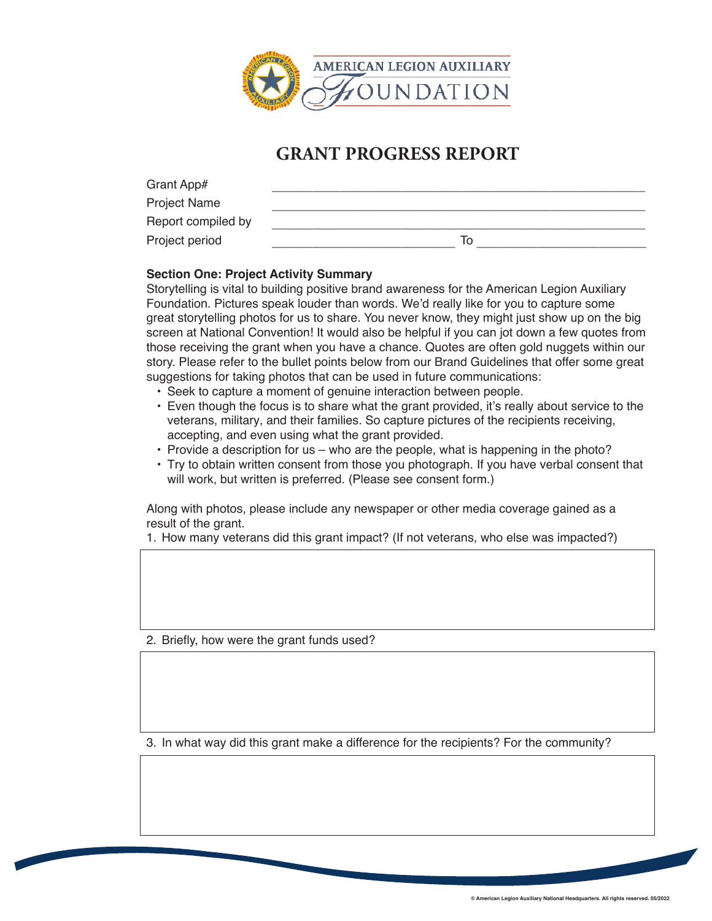AMERICAN LEGION AUXILIARY FOUNDATION

# GRANT PROGRESS REPORT

Grant App# ______________________________________________

Project Name ______________________________________________

Report compiled by ______________________________________________

Project period ______________________ To ______________________

**Section One: Project Activity Summary**

Storytelling is vital to building positive brand awareness for the American Legion Auxiliary Foundation. Pictures speak louder than words. We'd really like for you to capture some great storytelling photos for us to share. You never know, they might just show up on the big screen at National Convention! It would also be helpful if you can jot down a few quotes from those receiving the grant when you have a chance. Quotes are often gold nuggets within our story. Please refer to the bullet points below from our Brand Guidelines that offer some great suggestions for taking photos that can be used in future communications:

- Seek to capture a moment of genuine interaction between people.
- Even though the focus is to share what the grant provided, it's really about service to the veterans, military, and their families. So capture pictures of the recipients receiving, accepting, and even using what the grant provided.
- Provide a description for us – who are the people, what is happening in the photo?
- Try to obtain written consent from those you photograph. If you have verbal consent that will work, but written is preferred. (Please see consent form.)

Along with photos, please include any newspaper or other media coverage gained as a result of the grant.

1. How many veterans did this grant impact? (If not veterans, who else was impacted?)

2. Briefly, how were the grant funds used?

3. In what way did this grant make a difference for the recipients? For the community?

© American Legion Auxiliary National Headquarters. All rights reserved. 05/2022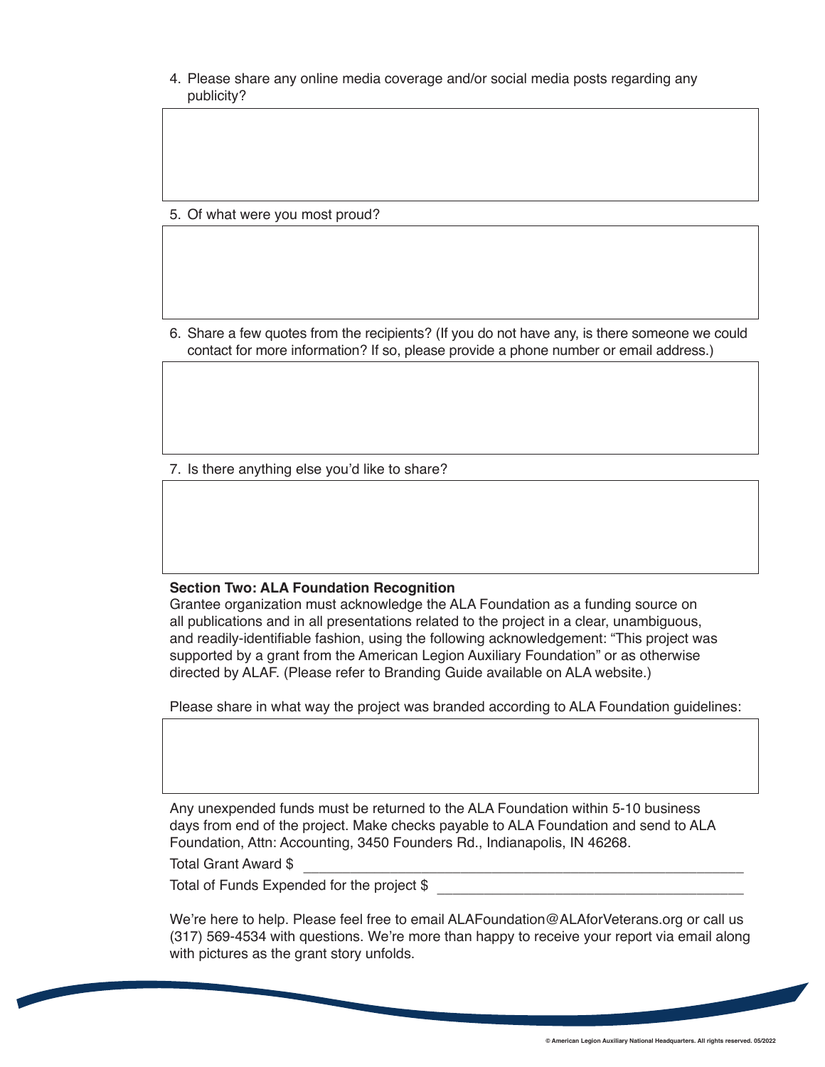4. Please share any online media coverage and/or social media posts regarding any publicity?

5. Of what were you most proud?

6. Share a few quotes from the recipients? (If you do not have any, is there someone we could contact for more information? If so, please provide a phone number or email address.)

7. Is there anything else you'd like to share?

**Section Two: ALA Foundation Recognition**

Grantee organization must acknowledge the ALA Foundation as a funding source on all publications and in all presentations related to the project in a clear, unambiguous, and readily-identifiable fashion, using the following acknowledgement: "This project was supported by a grant from the American Legion Auxiliary Foundation" or as otherwise directed by ALAF. (Please refer to Branding Guide available on ALA website.)

Please share in what way the project was branded according to ALA Foundation guidelines:

Any unexpended funds must be returned to the ALA Foundation within 5-10 business days from end of the project. Make checks payable to ALA Foundation and send to ALA Foundation, Attn: Accounting, 3450 Founders Rd., Indianapolis, IN 46268.

Total Grant Award $ ____________________________________________

Total of Funds Expended for the project $ ____________________________

We're here to help. Please feel free to email ALAFoundation@ALAforVeterans.org or call us (317) 569-4534 with questions. We're more than happy to receive your report via email along with pictures as the grant story unfolds.

© American Legion Auxiliary National Headquarters. All rights reserved. 05/2022